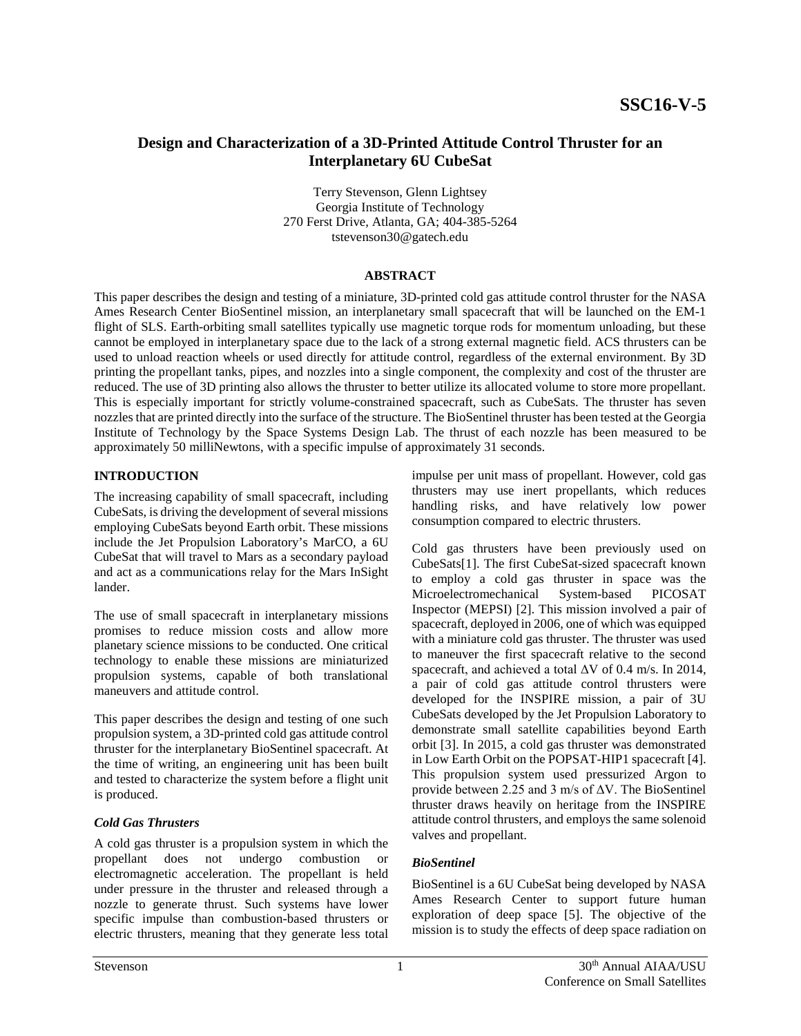SSC16-V-5

# Design and Characterization of a 3D-Printed Attitude Control Thruster for an Interplanetary 6U CubeSat

Terry Stevenson, Glenn Lightsey
Georgia Institute of Technology
270 Ferst Drive, Atlanta, GA; 404-385-5264
tstevenson30@gatech.edu

## ABSTRACT

This paper describes the design and testing of a miniature, 3D-printed cold gas attitude control thruster for the NASA Ames Research Center BioSentinel mission, an interplanetary small spacecraft that will be launched on the EM-1 flight of SLS. Earth-orbiting small satellites typically use magnetic torque rods for momentum unloading, but these cannot be employed in interplanetary space due to the lack of a strong external magnetic field. ACS thrusters can be used to unload reaction wheels or used directly for attitude control, regardless of the external environment. By 3D printing the propellant tanks, pipes, and nozzles into a single component, the complexity and cost of the thruster are reduced. The use of 3D printing also allows the thruster to better utilize its allocated volume to store more propellant. This is especially important for strictly volume-constrained spacecraft, such as CubeSats. The thruster has seven nozzles that are printed directly into the surface of the structure. The BioSentinel thruster has been tested at the Georgia Institute of Technology by the Space Systems Design Lab. The thrust of each nozzle has been measured to be approximately 50 milliNewtons, with a specific impulse of approximately 31 seconds.

## INTRODUCTION

The increasing capability of small spacecraft, including CubeSats, is driving the development of several missions employing CubeSats beyond Earth orbit. These missions include the Jet Propulsion Laboratory's MarCO, a 6U CubeSat that will travel to Mars as a secondary payload and act as a communications relay for the Mars InSight lander.

The use of small spacecraft in interplanetary missions promises to reduce mission costs and allow more planetary science missions to be conducted. One critical technology to enable these missions are miniaturized propulsion systems, capable of both translational maneuvers and attitude control.

This paper describes the design and testing of one such propulsion system, a 3D-printed cold gas attitude control thruster for the interplanetary BioSentinel spacecraft. At the time of writing, an engineering unit has been built and tested to characterize the system before a flight unit is produced.

### *Cold Gas Thrusters*

A cold gas thruster is a propulsion system in which the propellant does not undergo combustion or electromagnetic acceleration. The propellant is held under pressure in the thruster and released through a nozzle to generate thrust. Such systems have lower specific impulse than combustion-based thrusters or electric thrusters, meaning that they generate less total impulse per unit mass of propellant. However, cold gas thrusters may use inert propellants, which reduces handling risks, and have relatively low power consumption compared to electric thrusters.

Cold gas thrusters have been previously used on CubeSats[1]. The first CubeSat-sized spacecraft known to employ a cold gas thruster in space was the Microelectromechanical System-based PICOSAT Inspector (MEPSI) [2]. This mission involved a pair of spacecraft, deployed in 2006, one of which was equipped with a miniature cold gas thruster. The thruster was used to maneuver the first spacecraft relative to the second spacecraft, and achieved a total $\Delta V$ of 0.4 m/s. In 2014, a pair of cold gas attitude control thrusters were developed for the INSPIRE mission, a pair of 3U CubeSats developed by the Jet Propulsion Laboratory to demonstrate small satellite capabilities beyond Earth orbit [3]. In 2015, a cold gas thruster was demonstrated in Low Earth Orbit on the POPSAT-HIP1 spacecraft [4]. This propulsion system used pressurized Argon to provide between 2.25 and 3 m/s of $\Delta V$. The BioSentinel thruster draws heavily on heritage from the INSPIRE attitude control thrusters, and employs the same solenoid valves and propellant.

### *BioSentinel*

BioSentinel is a 6U CubeSat being developed by NASA Ames Research Center to support future human exploration of deep space [5]. The objective of the mission is to study the effects of deep space radiation on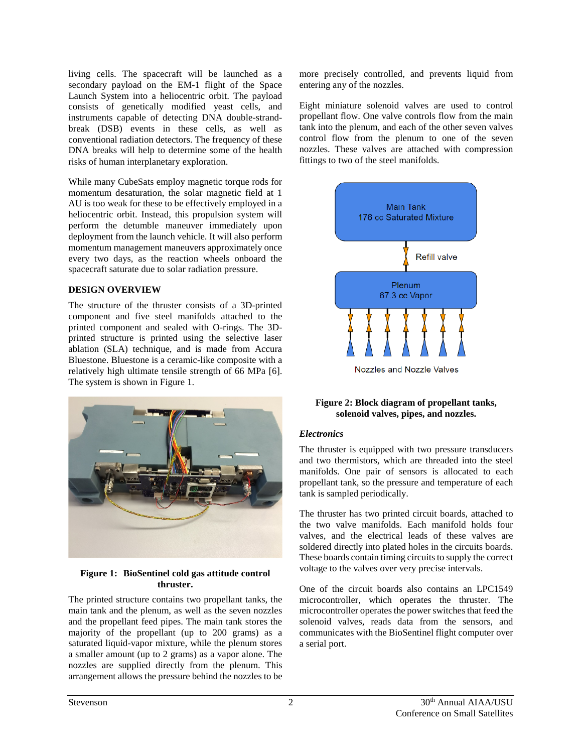living cells. The spacecraft will be launched as a secondary payload on the EM-1 flight of the Space Launch System into a heliocentric orbit. The payload consists of genetically modified yeast cells, and instruments capable of detecting DNA double-strand-break (DSB) events in these cells, as well as conventional radiation detectors. The frequency of these DNA breaks will help to determine some of the health risks of human interplanetary exploration.

While many CubeSats employ magnetic torque rods for momentum desaturation, the solar magnetic field at 1 AU is too weak for these to be effectively employed in a heliocentric orbit. Instead, this propulsion system will perform the detumble maneuver immediately upon deployment from the launch vehicle. It will also perform momentum management maneuvers approximately once every two days, as the reaction wheels onboard the spacecraft saturate due to solar radiation pressure.

## DESIGN OVERVIEW

The structure of the thruster consists of a 3D-printed component and five steel manifolds attached to the printed component and sealed with O-rings. The 3D-printed structure is printed using the selective laser ablation (SLA) technique, and is made from Accura Bluestone. Bluestone is a ceramic-like composite with a relatively high ultimate tensile strength of 66 MPa [6]. The system is shown in Figure 1.

**Figure 1: BioSentinel cold gas attitude control thruster.**

The printed structure contains two propellant tanks, the main tank and the plenum, as well as the seven nozzles and the propellant feed pipes. The main tank stores the majority of the propellant (up to 200 grams) as a saturated liquid-vapor mixture, while the plenum stores a smaller amount (up to 2 grams) as a vapor alone. The nozzles are supplied directly from the plenum. This arrangement allows the pressure behind the nozzles to be more precisely controlled, and prevents liquid from entering any of the nozzles.

Eight miniature solenoid valves are used to control propellant flow. One valve controls flow from the main tank into the plenum, and each of the other seven valves control flow from the plenum to one of the seven nozzles. These valves are attached with compression fittings to two of the steel manifolds.

Main Tank
176 cc Saturated Mixture

Refill valve

Plenum
67.3 cc Vapor

Nozzles and Nozzle Valves

**Figure 2: Block diagram of propellant tanks, solenoid valves, pipes, and nozzles.**

### *Electronics*

The thruster is equipped with two pressure transducers and two thermistors, which are threaded into the steel manifolds. One pair of sensors is allocated to each propellant tank, so the pressure and temperature of each tank is sampled periodically.

The thruster has two printed circuit boards, attached to the two valve manifolds. Each manifold holds four valves, and the electrical leads of these valves are soldered directly into plated holes in the circuits boards. These boards contain timing circuits to supply the correct voltage to the valves over very precise intervals.

One of the circuit boards also contains an LPC1549 microcontroller, which operates the thruster. The microcontroller operates the power switches that feed the solenoid valves, reads data from the sensors, and communicates with the BioSentinel flight computer over a serial port.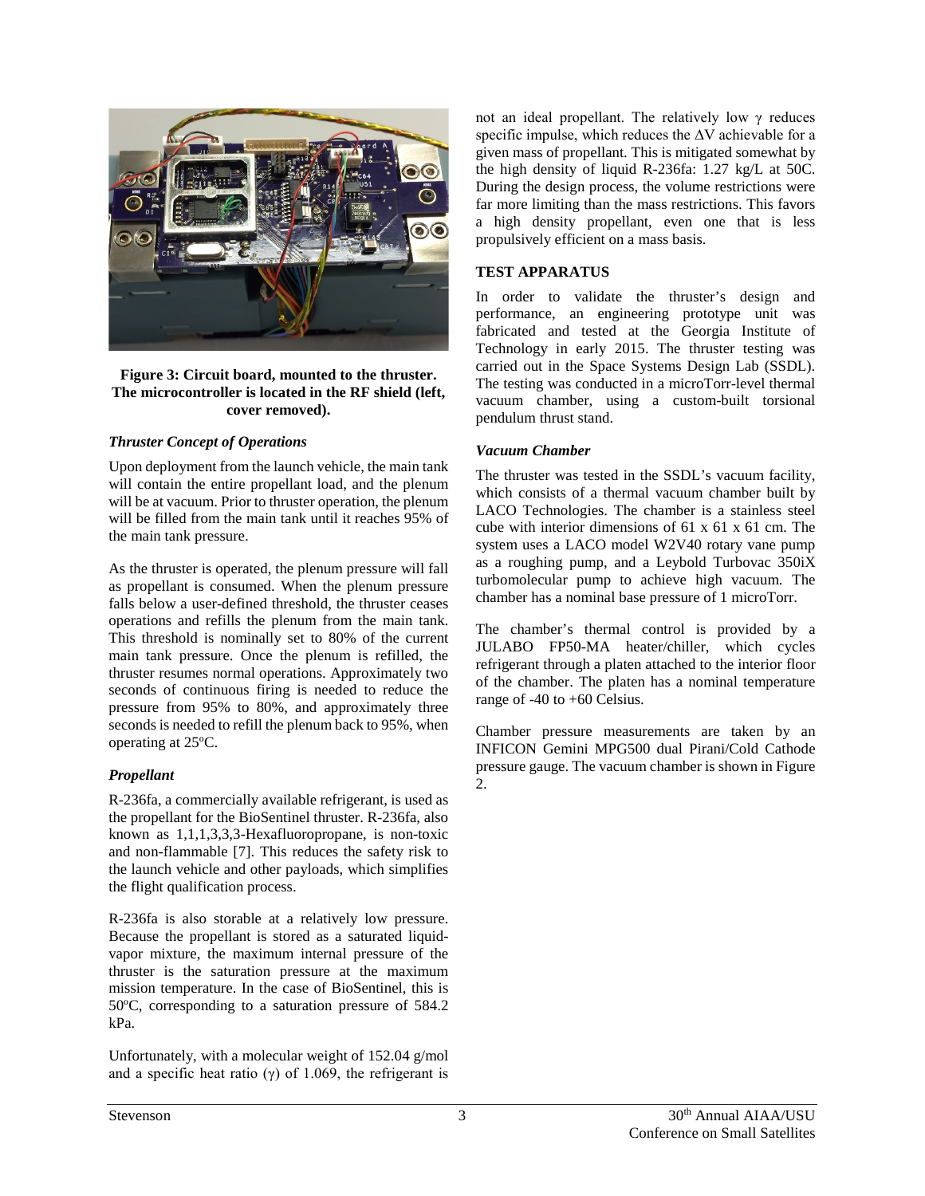**Figure 3: Circuit board, mounted to the thruster. The microcontroller is located in the RF shield (left, cover removed).**

### *Thruster Concept of Operations*

Upon deployment from the launch vehicle, the main tank will contain the entire propellant load, and the plenum will be at vacuum. Prior to thruster operation, the plenum will be filled from the main tank until it reaches 95% of the main tank pressure.

As the thruster is operated, the plenum pressure will fall as propellant is consumed. When the plenum pressure falls below a user-defined threshold, the thruster ceases operations and refills the plenum from the main tank. This threshold is nominally set to 80% of the current main tank pressure. Once the plenum is refilled, the thruster resumes normal operations. Approximately two seconds of continuous firing is needed to reduce the pressure from 95% to 80%, and approximately three seconds is needed to refill the plenum back to 95%, when operating at 25ºC.

### *Propellant*

R-236fa, a commercially available refrigerant, is used as the propellant for the BioSentinel thruster. R-236fa, also known as 1,1,1,3,3,3-Hexafluoropropane, is non-toxic and non-flammable [7]. This reduces the safety risk to the launch vehicle and other payloads, which simplifies the flight qualification process.

R-236fa is also storable at a relatively low pressure. Because the propellant is stored as a saturated liquid-vapor mixture, the maximum internal pressure of the thruster is the saturation pressure at the maximum mission temperature. In the case of BioSentinel, this is 50ºC, corresponding to a saturation pressure of 584.2 kPa.

Unfortunately, with a molecular weight of 152.04 g/mol and a specific heat ratio ($\gamma$) of 1.069, the refrigerant is not an ideal propellant. The relatively low $\gamma$ reduces specific impulse, which reduces the $\Delta V$ achievable for a given mass of propellant. This is mitigated somewhat by the high density of liquid R-236fa: 1.27 kg/L at 50C. During the design process, the volume restrictions were far more limiting than the mass restrictions. This favors a high density propellant, even one that is less propulsively efficient on a mass basis.

## TEST APPARATUS

In order to validate the thruster's design and performance, an engineering prototype unit was fabricated and tested at the Georgia Institute of Technology in early 2015. The thruster testing was carried out in the Space Systems Design Lab (SSDL). The testing was conducted in a microTorr-level thermal vacuum chamber, using a custom-built torsional pendulum thrust stand.

### *Vacuum Chamber*

The thruster was tested in the SSDL's vacuum facility, which consists of a thermal vacuum chamber built by LACO Technologies. The chamber is a stainless steel cube with interior dimensions of 61 x 61 x 61 cm. The system uses a LACO model W2V40 rotary vane pump as a roughing pump, and a Leybold Turbovac 350iX turbomolecular pump to achieve high vacuum. The chamber has a nominal base pressure of 1 microTorr.

The chamber's thermal control is provided by a JULABO FP50-MA heater/chiller, which cycles refrigerant through a platen attached to the interior floor of the chamber. The platen has a nominal temperature range of -40 to +60 Celsius.

Chamber pressure measurements are taken by an INFICON Gemini MPG500 dual Pirani/Cold Cathode pressure gauge. The vacuum chamber is shown in Figure 2.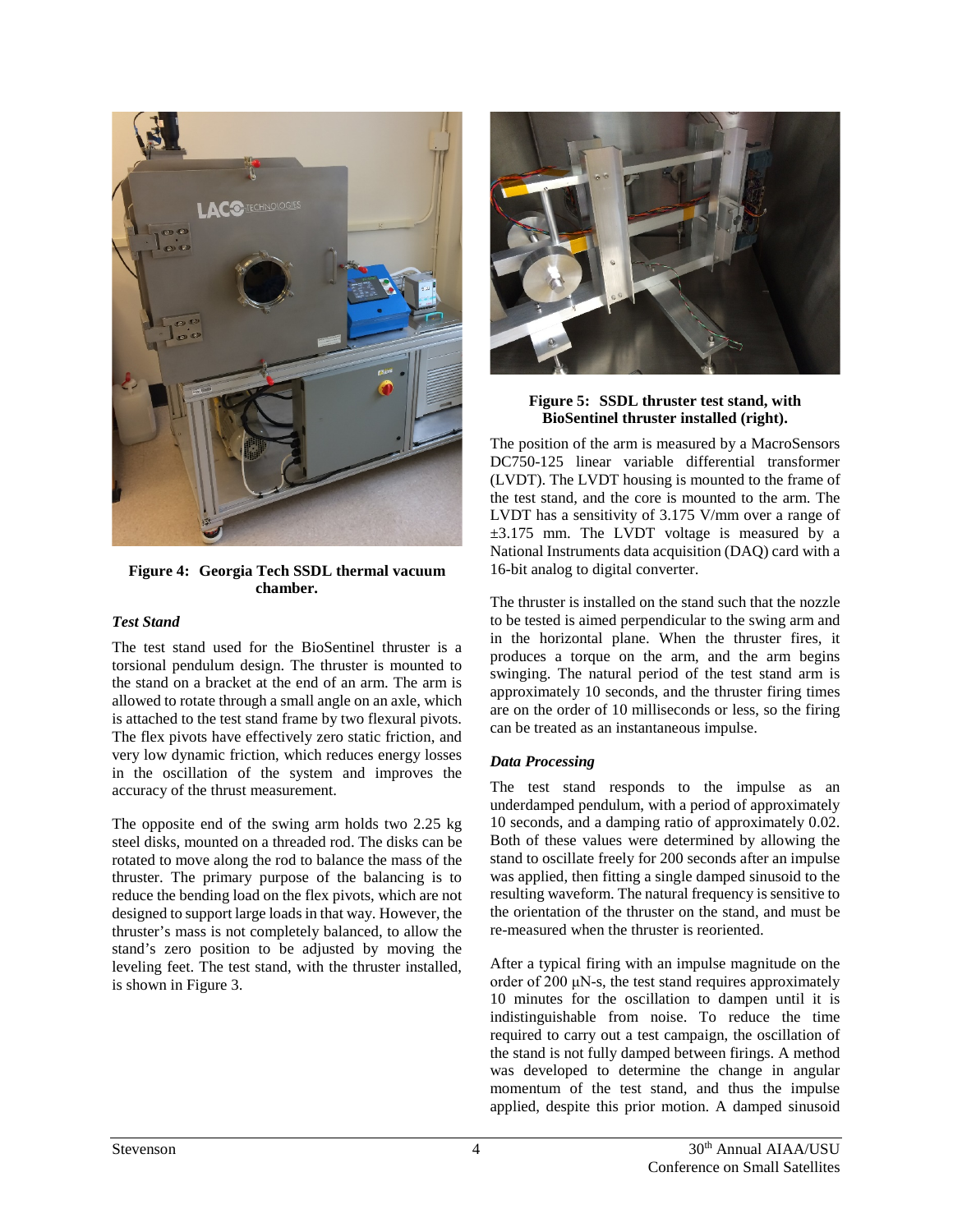**Figure 4: Georgia Tech SSDL thermal vacuum chamber.**

### *Test Stand*

The test stand used for the BioSentinel thruster is a torsional pendulum design. The thruster is mounted to the stand on a bracket at the end of an arm. The arm is allowed to rotate through a small angle on an axle, which is attached to the test stand frame by two flexural pivots. The flex pivots have effectively zero static friction, and very low dynamic friction, which reduces energy losses in the oscillation of the system and improves the accuracy of the thrust measurement.

The opposite end of the swing arm holds two 2.25 kg steel disks, mounted on a threaded rod. The disks can be rotated to move along the rod to balance the mass of the thruster. The primary purpose of the balancing is to reduce the bending load on the flex pivots, which are not designed to support large loads in that way. However, the thruster's mass is not completely balanced, to allow the stand's zero position to be adjusted by moving the leveling feet. The test stand, with the thruster installed, is shown in Figure 3.

**Figure 5: SSDL thruster test stand, with BioSentinel thruster installed (right).**

The position of the arm is measured by a MacroSensors DC750-125 linear variable differential transformer (LVDT). The LVDT housing is mounted to the frame of the test stand, and the core is mounted to the arm. The LVDT has a sensitivity of 3.175 V/mm over a range of ±3.175 mm. The LVDT voltage is measured by a National Instruments data acquisition (DAQ) card with a 16-bit analog to digital converter.

The thruster is installed on the stand such that the nozzle to be tested is aimed perpendicular to the swing arm and in the horizontal plane. When the thruster fires, it produces a torque on the arm, and the arm begins swinging. The natural period of the test stand arm is approximately 10 seconds, and the thruster firing times are on the order of 10 milliseconds or less, so the firing can be treated as an instantaneous impulse.

### *Data Processing*

The test stand responds to the impulse as an underdamped pendulum, with a period of approximately 10 seconds, and a damping ratio of approximately 0.02. Both of these values were determined by allowing the stand to oscillate freely for 200 seconds after an impulse was applied, then fitting a single damped sinusoid to the resulting waveform. The natural frequency is sensitive to the orientation of the thruster on the stand, and must be re-measured when the thruster is reoriented.

After a typical firing with an impulse magnitude on the order of 200 μN-s, the test stand requires approximately 10 minutes for the oscillation to dampen until it is indistinguishable from noise. To reduce the time required to carry out a test campaign, the oscillation of the stand is not fully damped between firings. A method was developed to determine the change in angular momentum of the test stand, and thus the impulse applied, despite this prior motion. A damped sinusoid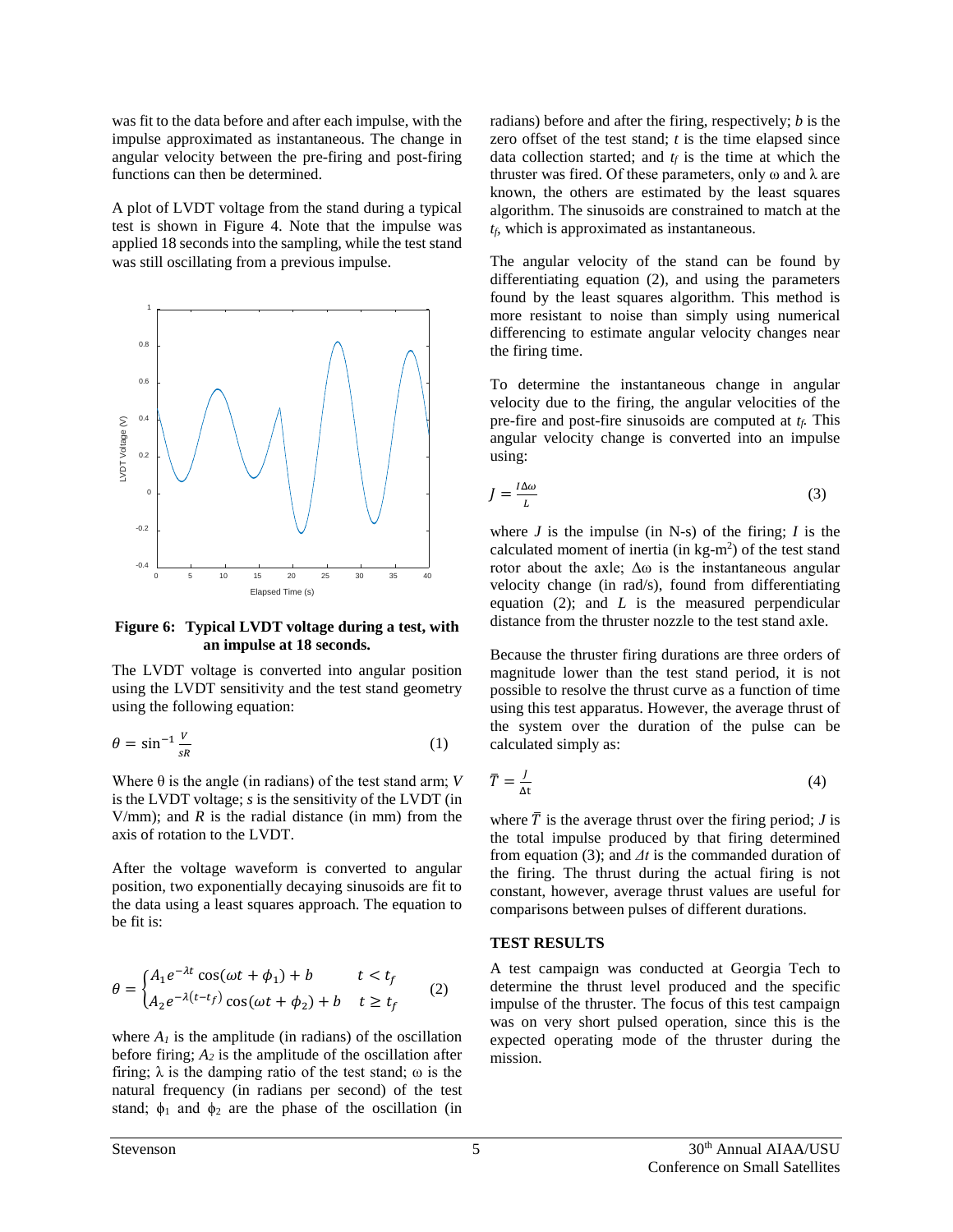was fit to the data before and after each impulse, with the impulse approximated as instantaneous. The change in angular velocity between the pre-firing and post-firing functions can then be determined.

A plot of LVDT voltage from the stand during a typical test is shown in Figure 4. Note that the impulse was applied 18 seconds into the sampling, while the test stand was still oscillating from a previous impulse.

**Figure 6: Typical LVDT voltage during a test, with an impulse at 18 seconds.**

The LVDT voltage is converted into angular position using the LVDT sensitivity and the test stand geometry using the following equation:

$$\theta = \sin^{-1} \frac{V}{sR} \tag{1}$$

Where θ is the angle (in radians) of the test stand arm; $V$ is the LVDT voltage; $s$ is the sensitivity of the LVDT (in V/mm); and $R$ is the radial distance (in mm) from the axis of rotation to the LVDT.

After the voltage waveform is converted to angular position, two exponentially decaying sinusoids are fit to the data using a least squares approach. The equation to be fit is:

$$\theta = \begin{cases} A_1 e^{-\lambda t} \cos(\omega t + \phi_1) + b & t < t_f \\ A_2 e^{-\lambda (t - t_f)} \cos(\omega t + \phi_2) + b & t \geq t_f \end{cases} \tag{2}$$

where $A_1$ is the amplitude (in radians) of the oscillation before firing; $A_2$ is the amplitude of the oscillation after firing; λ is the damping ratio of the test stand; ω is the natural frequency (in radians per second) of the test stand; $\phi_1$ and $\phi_2$ are the phase of the oscillation (in radians) before and after the firing, respectively; $b$ is the zero offset of the test stand; $t$ is the time elapsed since data collection started; and $t_f$ is the time at which the thruster was fired. Of these parameters, only ω and λ are known, the others are estimated by the least squares algorithm. The sinusoids are constrained to match at the $t_f$, which is approximated as instantaneous.

The angular velocity of the stand can be found by differentiating equation (2), and using the parameters found by the least squares algorithm. This method is more resistant to noise than simply using numerical differencing to estimate angular velocity changes near the firing time.

To determine the instantaneous change in angular velocity due to the firing, the angular velocities of the pre-fire and post-fire sinusoids are computed at $t_f$. This angular velocity change is converted into an impulse using:

$$J = \frac{I \Delta\omega}{L} \tag{3}$$

where $J$ is the impulse (in N-s) of the firing; $I$ is the calculated moment of inertia (in kg-m$^2$) of the test stand rotor about the axle; Δω is the instantaneous angular velocity change (in rad/s), found from differentiating equation (2); and $L$ is the measured perpendicular distance from the thruster nozzle to the test stand axle.

Because the thruster firing durations are three orders of magnitude lower than the test stand period, it is not possible to resolve the thrust curve as a function of time using this test apparatus. However, the average thrust of the system over the duration of the pulse can be calculated simply as:

$$\bar{T} = \frac{J}{\Delta t} \tag{4}$$

where $\bar{T}$ is the average thrust over the firing period; $J$ is the total impulse produced by that firing determined from equation (3); and $\Delta t$ is the commanded duration of the firing. The thrust during the actual firing is not constant, however, average thrust values are useful for comparisons between pulses of different durations.

## TEST RESULTS

A test campaign was conducted at Georgia Tech to determine the thrust level produced and the specific impulse of the thruster. The focus of this test campaign was on very short pulsed operation, since this is the expected operating mode of the thruster during the mission.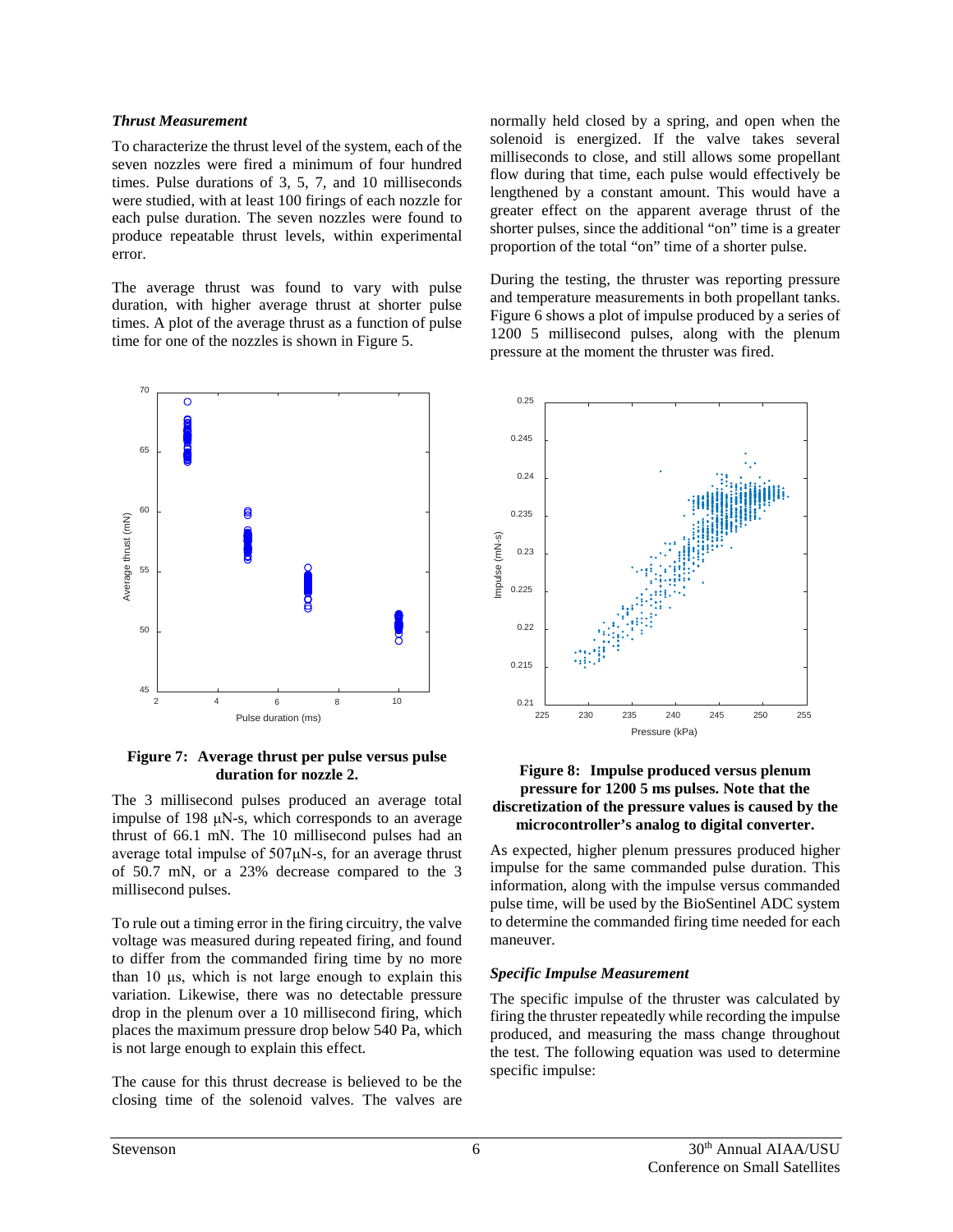### *Thrust Measurement*

To characterize the thrust level of the system, each of the seven nozzles were fired a minimum of four hundred times. Pulse durations of 3, 5, 7, and 10 milliseconds were studied, with at least 100 firings of each nozzle for each pulse duration. The seven nozzles were found to produce repeatable thrust levels, within experimental error.

The average thrust was found to vary with pulse duration, with higher average thrust at shorter pulse times. A plot of the average thrust as a function of pulse time for one of the nozzles is shown in Figure 5.

**Figure 7: Average thrust per pulse versus pulse duration for nozzle 2.**

The 3 millisecond pulses produced an average total impulse of 198 μN-s, which corresponds to an average thrust of 66.1 mN. The 10 millisecond pulses had an average total impulse of 507μN-s, for an average thrust of 50.7 mN, or a 23% decrease compared to the 3 millisecond pulses.

To rule out a timing error in the firing circuitry, the valve voltage was measured during repeated firing, and found to differ from the commanded firing time by no more than 10 μs, which is not large enough to explain this variation. Likewise, there was no detectable pressure drop in the plenum over a 10 millisecond firing, which places the maximum pressure drop below 540 Pa, which is not large enough to explain this effect.

The cause for this thrust decrease is believed to be the closing time of the solenoid valves. The valves are normally held closed by a spring, and open when the solenoid is energized. If the valve takes several milliseconds to close, and still allows some propellant flow during that time, each pulse would effectively be lengthened by a constant amount. This would have a greater effect on the apparent average thrust of the shorter pulses, since the additional "on" time is a greater proportion of the total "on" time of a shorter pulse.

During the testing, the thruster was reporting pressure and temperature measurements in both propellant tanks. Figure 6 shows a plot of impulse produced by a series of 1200 5 millisecond pulses, along with the plenum pressure at the moment the thruster was fired.

**Figure 8: Impulse produced versus plenum pressure for 1200 5 ms pulses. Note that the discretization of the pressure values is caused by the microcontroller's analog to digital converter.**

As expected, higher plenum pressures produced higher impulse for the same commanded pulse duration. This information, along with the impulse versus commanded pulse time, will be used by the BioSentinel ADC system to determine the commanded firing time needed for each maneuver.

### *Specific Impulse Measurement*

The specific impulse of the thruster was calculated by firing the thruster repeatedly while recording the impulse produced, and measuring the mass change throughout the test. The following equation was used to determine specific impulse: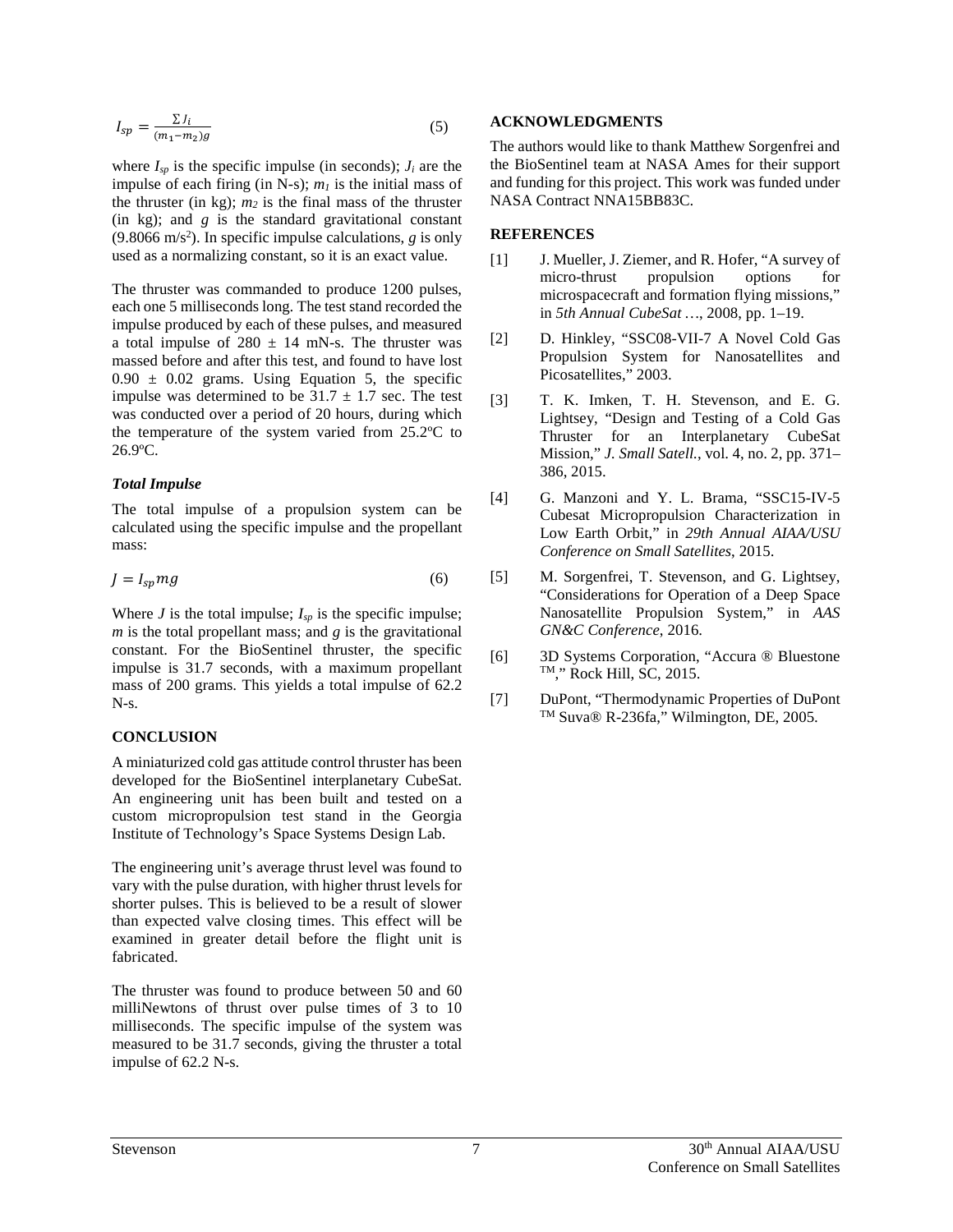$$I_{sp} = \frac{\sum J_i}{(m_1 - m_2)g} \tag{5}$$

where $I_{sp}$ is the specific impulse (in seconds); $J_i$ are the impulse of each firing (in N-s); $m_1$ is the initial mass of the thruster (in kg); $m_2$ is the final mass of the thruster (in kg); and $g$ is the standard gravitational constant (9.8066 m/s$^2$). In specific impulse calculations, $g$ is only used as a normalizing constant, so it is an exact value.

The thruster was commanded to produce 1200 pulses, each one 5 milliseconds long. The test stand recorded the impulse produced by each of these pulses, and measured a total impulse of 280 ± 14 mN-s. The thruster was massed before and after this test, and found to have lost 0.90 ± 0.02 grams. Using Equation 5, the specific impulse was determined to be 31.7 ± 1.7 sec. The test was conducted over a period of 20 hours, during which the temperature of the system varied from 25.2ºC to 26.9ºC.

### *Total Impulse*

The total impulse of a propulsion system can be calculated using the specific impulse and the propellant mass:

$$J = I_{sp} m g \tag{6}$$

Where $J$ is the total impulse; $I_{sp}$ is the specific impulse; $m$ is the total propellant mass; and $g$ is the gravitational constant. For the BioSentinel thruster, the specific impulse is 31.7 seconds, with a maximum propellant mass of 200 grams. This yields a total impulse of 62.2 N-s.

## CONCLUSION

A miniaturized cold gas attitude control thruster has been developed for the BioSentinel interplanetary CubeSat. An engineering unit has been built and tested on a custom micropropulsion test stand in the Georgia Institute of Technology's Space Systems Design Lab.

The engineering unit's average thrust level was found to vary with the pulse duration, with higher thrust levels for shorter pulses. This is believed to be a result of slower than expected valve closing times. This effect will be examined in greater detail before the flight unit is fabricated.

The thruster was found to produce between 50 and 60 milliNewtons of thrust over pulse times of 3 to 10 milliseconds. The specific impulse of the system was measured to be 31.7 seconds, giving the thruster a total impulse of 62.2 N-s.

## ACKNOWLEDGMENTS

The authors would like to thank Matthew Sorgenfrei and the BioSentinel team at NASA Ames for their support and funding for this project. This work was funded under NASA Contract NNA15BB83C.

## REFERENCES

[1] J. Mueller, J. Ziemer, and R. Hofer, "A survey of micro-thrust propulsion options for microspacecraft and formation flying missions," in *5th Annual CubeSat …*, 2008, pp. 1–19.

[2] D. Hinkley, "SSC08-VII-7 A Novel Cold Gas Propulsion System for Nanosatellites and Picosatellites," 2003.

[3] T. K. Imken, T. H. Stevenson, and E. G. Lightsey, "Design and Testing of a Cold Gas Thruster for an Interplanetary CubeSat Mission," *J. Small Satell.*, vol. 4, no. 2, pp. 371–386, 2015.

[4] G. Manzoni and Y. L. Brama, "SSC15-IV-5 Cubesat Micropropulsion Characterization in Low Earth Orbit," in *29th Annual AIAA/USU Conference on Small Satellites*, 2015.

[5] M. Sorgenfrei, T. Stevenson, and G. Lightsey, "Considerations for Operation of a Deep Space Nanosatellite Propulsion System," in *AAS GN&C Conference*, 2016.

[6] 3D Systems Corporation, "Accura ® Bluestone ™," Rock Hill, SC, 2015.

[7] DuPont, "Thermodynamic Properties of DuPont ™ Suva® R-236fa," Wilmington, DE, 2005.